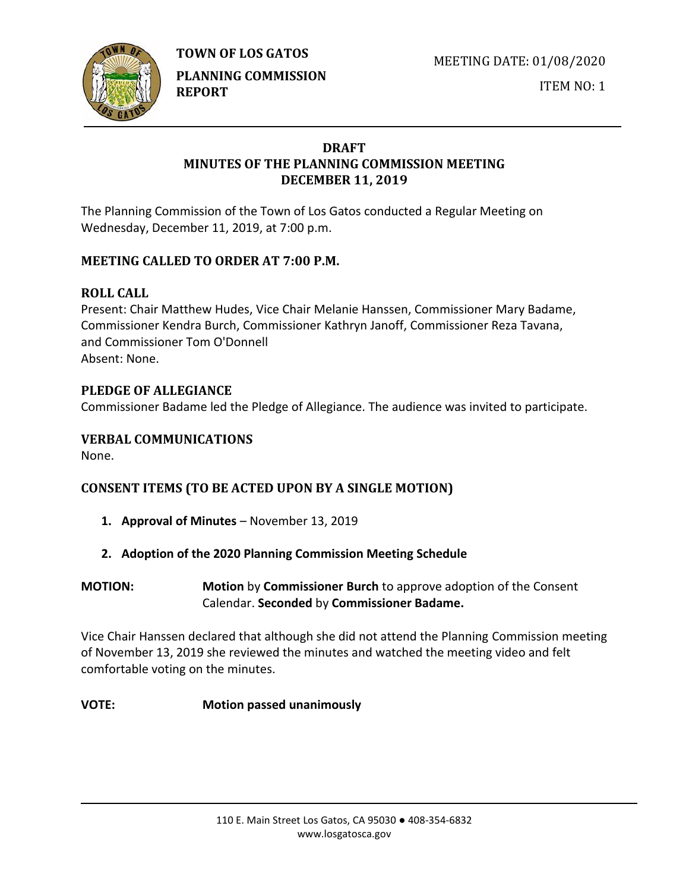**TOWN OF LOS GATOS**

**PLANNING COMMISSION REPORT**

MEETING DATE: 01/08/2020

ITEM NO: 1

# DRAFT
# MINUTES OF THE PLANNING COMMISSION MEETING
# DECEMBER 11, 2019

The Planning Commission of the Town of Los Gatos conducted a Regular Meeting on Wednesday, December 11, 2019, at 7:00 p.m.

## MEETING CALLED TO ORDER AT 7:00 P.M.

## ROLL CALL

Present: Chair Matthew Hudes, Vice Chair Melanie Hanssen, Commissioner Mary Badame, Commissioner Kendra Burch, Commissioner Kathryn Janoff, Commissioner Reza Tavana, and Commissioner Tom O'Donnell

Absent: None.

## PLEDGE OF ALLEGIANCE

Commissioner Badame led the Pledge of Allegiance. The audience was invited to participate.

## VERBAL COMMUNICATIONS

None.

## CONSENT ITEMS (TO BE ACTED UPON BY A SINGLE MOTION)

1. **Approval of Minutes** – November 13, 2019
2. **Adoption of the 2020 Planning Commission Meeting Schedule**

**MOTION:** **Motion** by **Commissioner Burch** to approve adoption of the Consent Calendar. **Seconded** by **Commissioner Badame.**

Vice Chair Hanssen declared that although she did not attend the Planning Commission meeting of November 13, 2019 she reviewed the minutes and watched the meeting video and felt comfortable voting on the minutes.

**VOTE:** **Motion passed unanimously**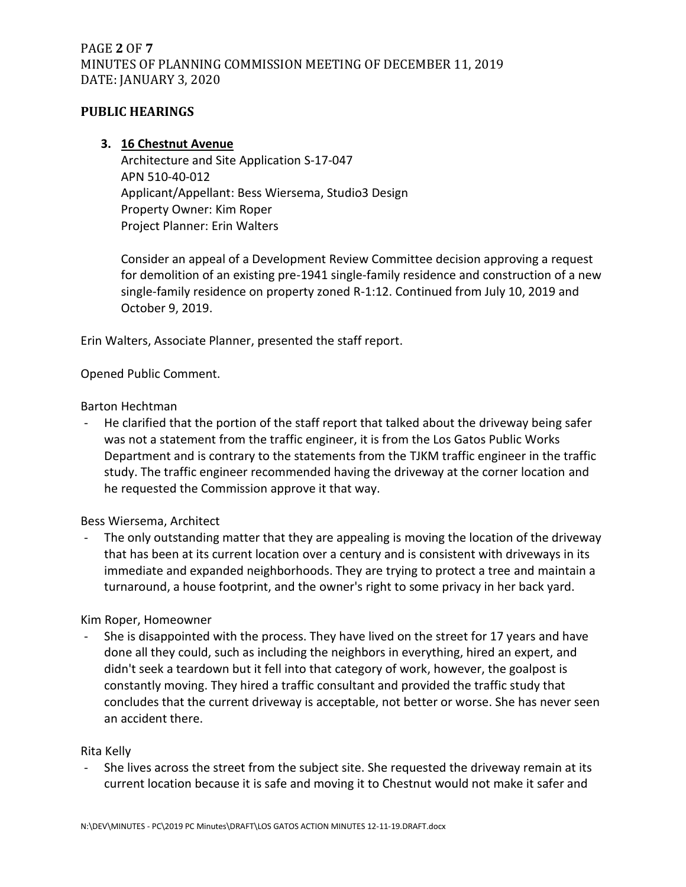## PUBLIC HEARINGS

3. **16 Chestnut Avenue**
   Architecture and Site Application S-17-047
   APN 510-40-012
   Applicant/Appellant: Bess Wiersema, Studio3 Design
   Property Owner: Kim Roper
   Project Planner: Erin Walters

   Consider an appeal of a Development Review Committee decision approving a request for demolition of an existing pre-1941 single-family residence and construction of a new single-family residence on property zoned R-1:12. Continued from July 10, 2019 and October 9, 2019.

Erin Walters, Associate Planner, presented the staff report.

Opened Public Comment.

Barton Hechtman

- He clarified that the portion of the staff report that talked about the driveway being safer was not a statement from the traffic engineer, it is from the Los Gatos Public Works Department and is contrary to the statements from the TJKM traffic engineer in the traffic study. The traffic engineer recommended having the driveway at the corner location and he requested the Commission approve it that way.

Bess Wiersema, Architect

- The only outstanding matter that they are appealing is moving the location of the driveway that has been at its current location over a century and is consistent with driveways in its immediate and expanded neighborhoods. They are trying to protect a tree and maintain a turnaround, a house footprint, and the owner's right to some privacy in her back yard.

Kim Roper, Homeowner

- She is disappointed with the process. They have lived on the street for 17 years and have done all they could, such as including the neighbors in everything, hired an expert, and didn't seek a teardown but it fell into that category of work, however, the goalpost is constantly moving. They hired a traffic consultant and provided the traffic study that concludes that the current driveway is acceptable, not better or worse. She has never seen an accident there.

Rita Kelly

- She lives across the street from the subject site. She requested the driveway remain at its current location because it is safe and moving it to Chestnut would not make it safer and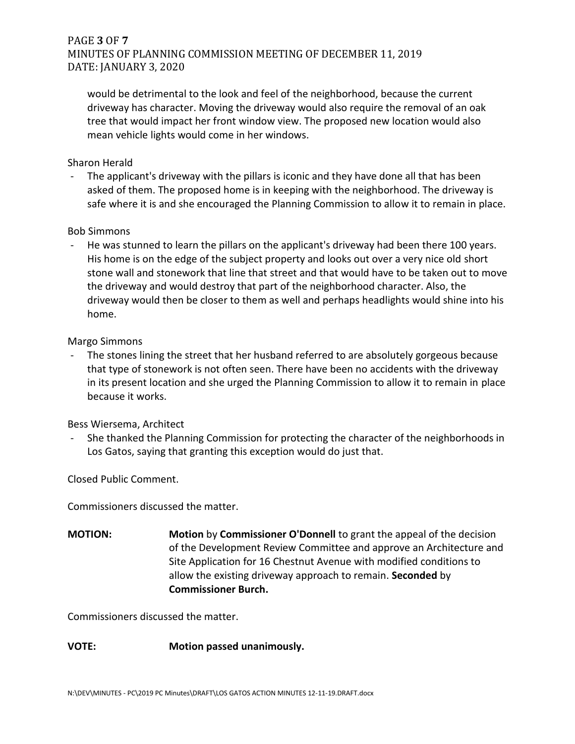would be detrimental to the look and feel of the neighborhood, because the current driveway has character. Moving the driveway would also require the removal of an oak tree that would impact her front window view. The proposed new location would also mean vehicle lights would come in her windows.

Sharon Herald

- The applicant's driveway with the pillars is iconic and they have done all that has been asked of them. The proposed home is in keeping with the neighborhood. The driveway is safe where it is and she encouraged the Planning Commission to allow it to remain in place.

Bob Simmons

- He was stunned to learn the pillars on the applicant's driveway had been there 100 years. His home is on the edge of the subject property and looks out over a very nice old short stone wall and stonework that line that street and that would have to be taken out to move the driveway and would destroy that part of the neighborhood character. Also, the driveway would then be closer to them as well and perhaps headlights would shine into his home.

Margo Simmons

- The stones lining the street that her husband referred to are absolutely gorgeous because that type of stonework is not often seen. There have been no accidents with the driveway in its present location and she urged the Planning Commission to allow it to remain in place because it works.

Bess Wiersema, Architect

- She thanked the Planning Commission for protecting the character of the neighborhoods in Los Gatos, saying that granting this exception would do just that.

Closed Public Comment.

Commissioners discussed the matter.

**MOTION:** **Motion** by **Commissioner O'Donnell** to grant the appeal of the decision of the Development Review Committee and approve an Architecture and Site Application for 16 Chestnut Avenue with modified conditions to allow the existing driveway approach to remain. **Seconded** by **Commissioner Burch.**

Commissioners discussed the matter.

**VOTE:** **Motion passed unanimously.**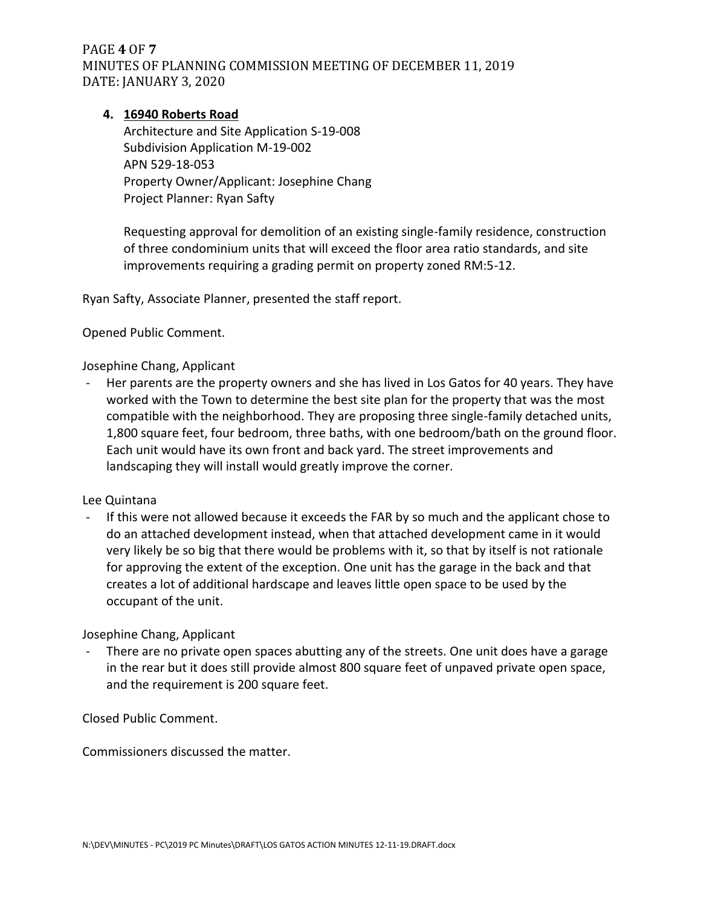4. **16940 Roberts Road**
   Architecture and Site Application S-19-008
   Subdivision Application M-19-002
   APN 529-18-053
   Property Owner/Applicant: Josephine Chang
   Project Planner: Ryan Safty

   Requesting approval for demolition of an existing single-family residence, construction of three condominium units that will exceed the floor area ratio standards, and site improvements requiring a grading permit on property zoned RM:5-12.

Ryan Safty, Associate Planner, presented the staff report.

Opened Public Comment.

Josephine Chang, Applicant

- Her parents are the property owners and she has lived in Los Gatos for 40 years. They have worked with the Town to determine the best site plan for the property that was the most compatible with the neighborhood. They are proposing three single-family detached units, 1,800 square feet, four bedroom, three baths, with one bedroom/bath on the ground floor. Each unit would have its own front and back yard. The street improvements and landscaping they will install would greatly improve the corner.

Lee Quintana

- If this were not allowed because it exceeds the FAR by so much and the applicant chose to do an attached development instead, when that attached development came in it would very likely be so big that there would be problems with it, so that by itself is not rationale for approving the extent of the exception. One unit has the garage in the back and that creates a lot of additional hardscape and leaves little open space to be used by the occupant of the unit.

Josephine Chang, Applicant

- There are no private open spaces abutting any of the streets. One unit does have a garage in the rear but it does still provide almost 800 square feet of unpaved private open space, and the requirement is 200 square feet.

Closed Public Comment.

Commissioners discussed the matter.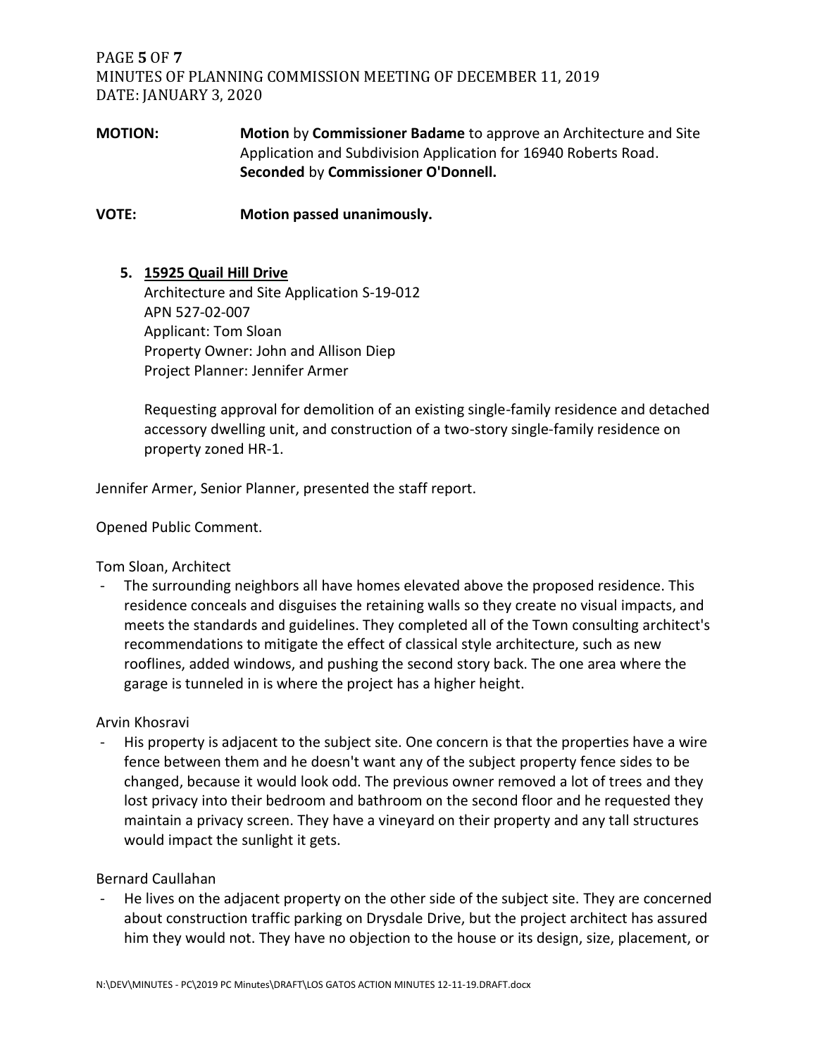**MOTION:** **Motion** by **Commissioner Badame** to approve an Architecture and Site Application and Subdivision Application for 16940 Roberts Road. **Seconded** by **Commissioner O'Donnell.**

**VOTE:** **Motion passed unanimously.**

5. **15925 Quail Hill Drive**
   Architecture and Site Application S-19-012
   APN 527-02-007
   Applicant: Tom Sloan
   Property Owner: John and Allison Diep
   Project Planner: Jennifer Armer

   Requesting approval for demolition of an existing single-family residence and detached accessory dwelling unit, and construction of a two-story single-family residence on property zoned HR-1.

Jennifer Armer, Senior Planner, presented the staff report.

Opened Public Comment.

Tom Sloan, Architect

- The surrounding neighbors all have homes elevated above the proposed residence. This residence conceals and disguises the retaining walls so they create no visual impacts, and meets the standards and guidelines. They completed all of the Town consulting architect's recommendations to mitigate the effect of classical style architecture, such as new rooflines, added windows, and pushing the second story back. The one area where the garage is tunneled in is where the project has a higher height.

Arvin Khosravi

- His property is adjacent to the subject site. One concern is that the properties have a wire fence between them and he doesn't want any of the subject property fence sides to be changed, because it would look odd. The previous owner removed a lot of trees and they lost privacy into their bedroom and bathroom on the second floor and he requested they maintain a privacy screen. They have a vineyard on their property and any tall structures would impact the sunlight it gets.

Bernard Caullahan

- He lives on the adjacent property on the other side of the subject site. They are concerned about construction traffic parking on Drysdale Drive, but the project architect has assured him they would not. They have no objection to the house or its design, size, placement, or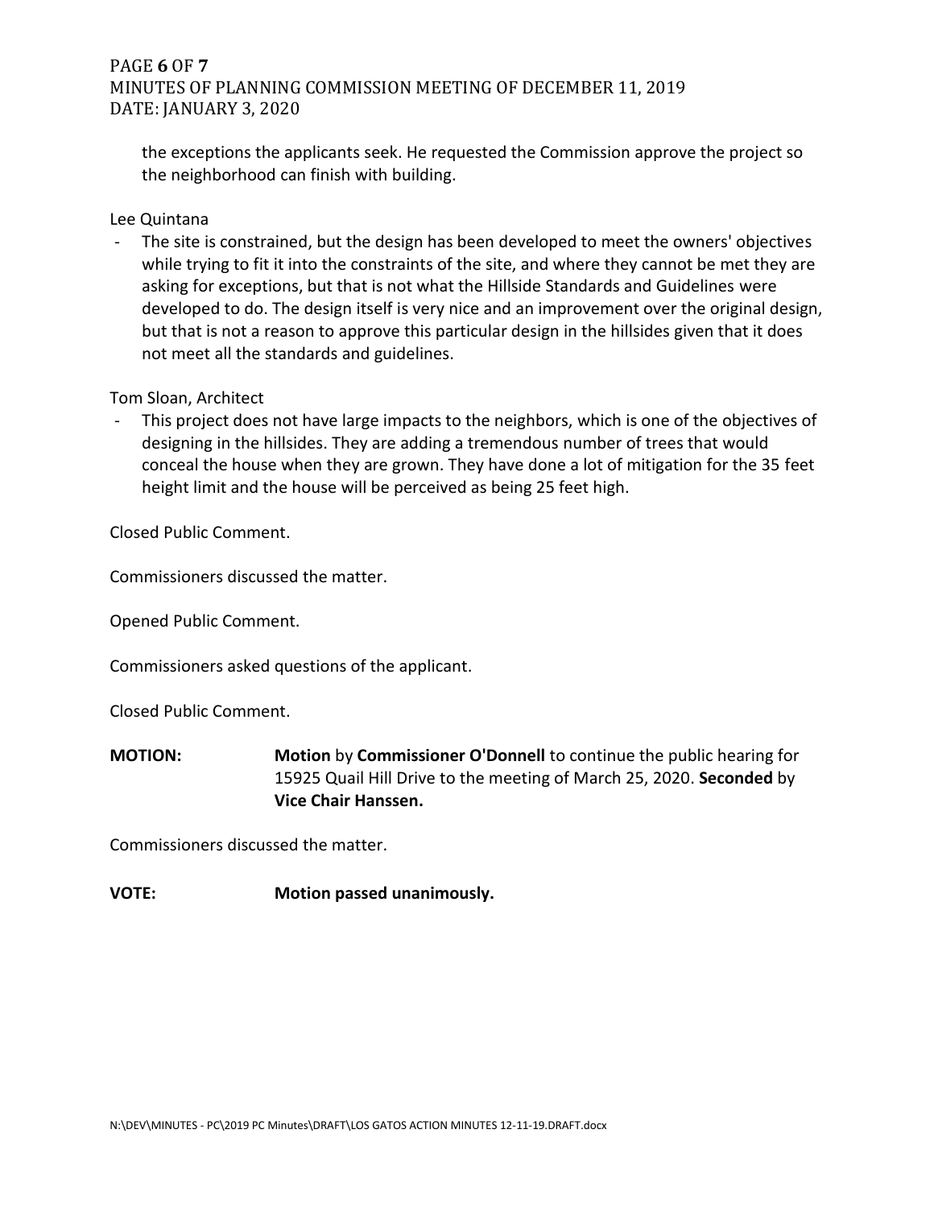the exceptions the applicants seek. He requested the Commission approve the project so the neighborhood can finish with building.

Lee Quintana

- The site is constrained, but the design has been developed to meet the owners' objectives while trying to fit it into the constraints of the site, and where they cannot be met they are asking for exceptions, but that is not what the Hillside Standards and Guidelines were developed to do. The design itself is very nice and an improvement over the original design, but that is not a reason to approve this particular design in the hillsides given that it does not meet all the standards and guidelines.

Tom Sloan, Architect

- This project does not have large impacts to the neighbors, which is one of the objectives of designing in the hillsides. They are adding a tremendous number of trees that would conceal the house when they are grown. They have done a lot of mitigation for the 35 feet height limit and the house will be perceived as being 25 feet high.

Closed Public Comment.

Commissioners discussed the matter.

Opened Public Comment.

Commissioners asked questions of the applicant.

Closed Public Comment.

**MOTION:** **Motion** by **Commissioner O'Donnell** to continue the public hearing for 15925 Quail Hill Drive to the meeting of March 25, 2020. **Seconded** by **Vice Chair Hanssen.**

Commissioners discussed the matter.

**VOTE:** **Motion passed unanimously.**

N:\DEV\MINUTES - PC\2019 PC Minutes\DRAFT\LOS GATOS ACTION MINUTES 12-11-19.DRAFT.docx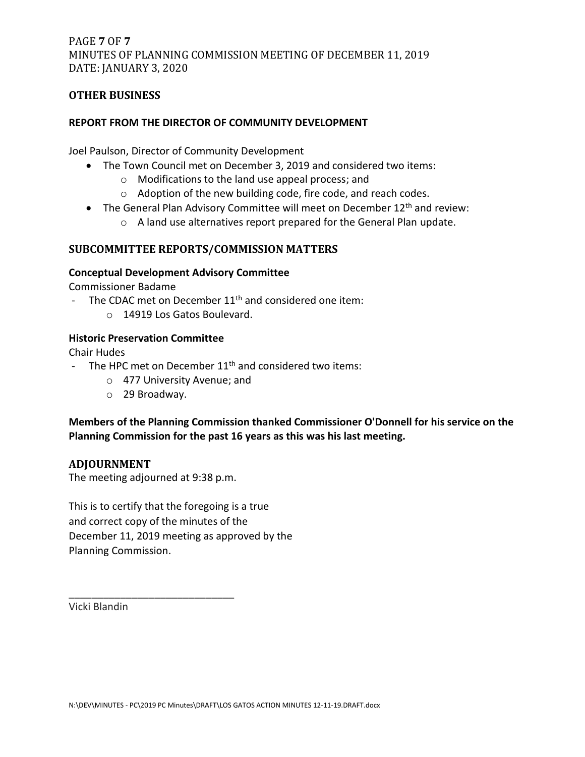## OTHER BUSINESS

### REPORT FROM THE DIRECTOR OF COMMUNITY DEVELOPMENT

Joel Paulson, Director of Community Development

- The Town Council met on December 3, 2019 and considered two items:
  - Modifications to the land use appeal process; and
  - Adoption of the new building code, fire code, and reach codes.
- The General Plan Advisory Committee will meet on December 12th and review:
  - A land use alternatives report prepared for the General Plan update.

## SUBCOMMITTEE REPORTS/COMMISSION MATTERS

### Conceptual Development Advisory Committee

Commissioner Badame

- The CDAC met on December 11th and considered one item:
  - 14919 Los Gatos Boulevard.

### Historic Preservation Committee

Chair Hudes

- The HPC met on December 11th and considered two items:
  - 477 University Avenue; and
  - 29 Broadway.

**Members of the Planning Commission thanked Commissioner O'Donnell for his service on the Planning Commission for the past 16 years as this was his last meeting.**

## ADJOURNMENT

The meeting adjourned at 9:38 p.m.

This is to certify that the foregoing is a true and correct copy of the minutes of the December 11, 2019 meeting as approved by the Planning Commission.

\_\_\_\_\_\_\_\_\_\_\_\_\_\_\_\_\_\_\_\_\_\_\_\_\_\_\_\_\_\_

Vicki Blandin

N:\DEV\MINUTES - PC\2019 PC Minutes\DRAFT\LOS GATOS ACTION MINUTES 12-11-19.DRAFT.docx